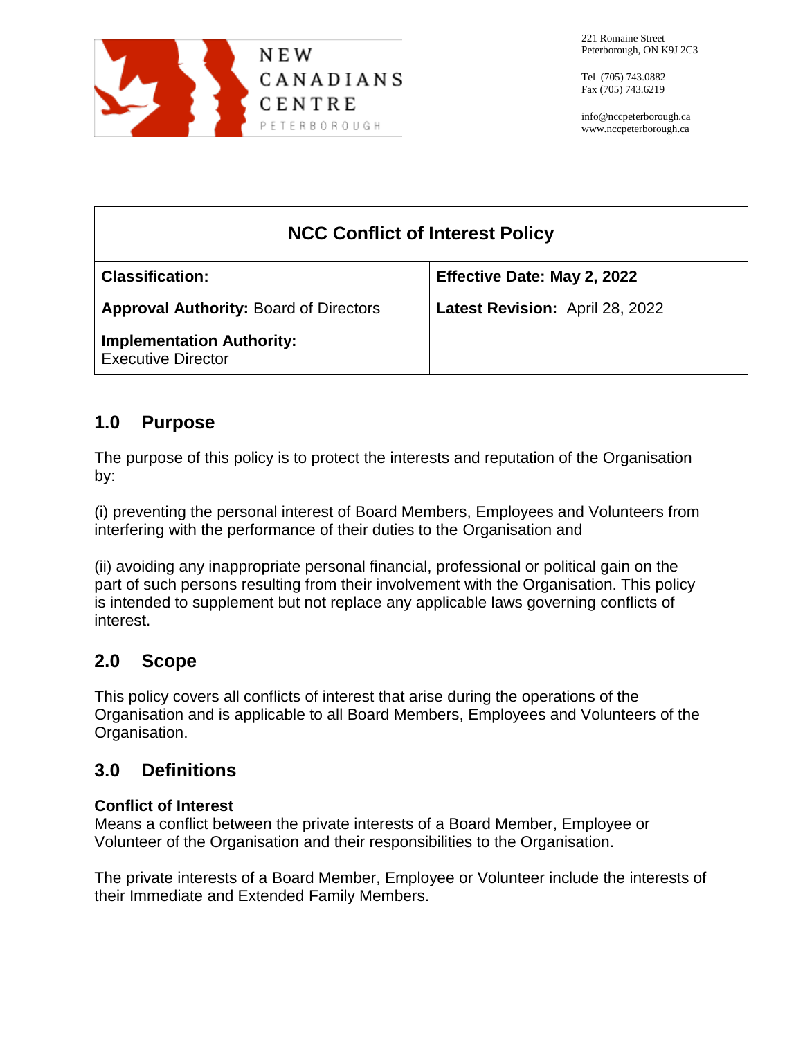NEW CANADIANS CENTRE
PETERBOROUGH

221 Romaine Street
Peterborough, ON K9J 2C3

Tel (705) 743.0882
Fax (705) 743.6219

info@nccpeterborough.ca
www.nccpeterborough.ca

| NCC Conflict of Interest Policy | |
|---|---|
| **Classification:** | **Effective Date: May 2, 2022** |
| **Approval Authority:** Board of Directors | **Latest Revision:** April 28, 2022 |
| **Implementation Authority:** Executive Director | |

## 1.0 Purpose

The purpose of this policy is to protect the interests and reputation of the Organisation by:

(i) preventing the personal interest of Board Members, Employees and Volunteers from interfering with the performance of their duties to the Organisation and

(ii) avoiding any inappropriate personal financial, professional or political gain on the part of such persons resulting from their involvement with the Organisation. This policy is intended to supplement but not replace any applicable laws governing conflicts of interest.

## 2.0 Scope

This policy covers all conflicts of interest that arise during the operations of the Organisation and is applicable to all Board Members, Employees and Volunteers of the Organisation.

## 3.0 Definitions

**Conflict of Interest**
Means a conflict between the private interests of a Board Member, Employee or Volunteer of the Organisation and their responsibilities to the Organisation.

The private interests of a Board Member, Employee or Volunteer include the interests of their Immediate and Extended Family Members.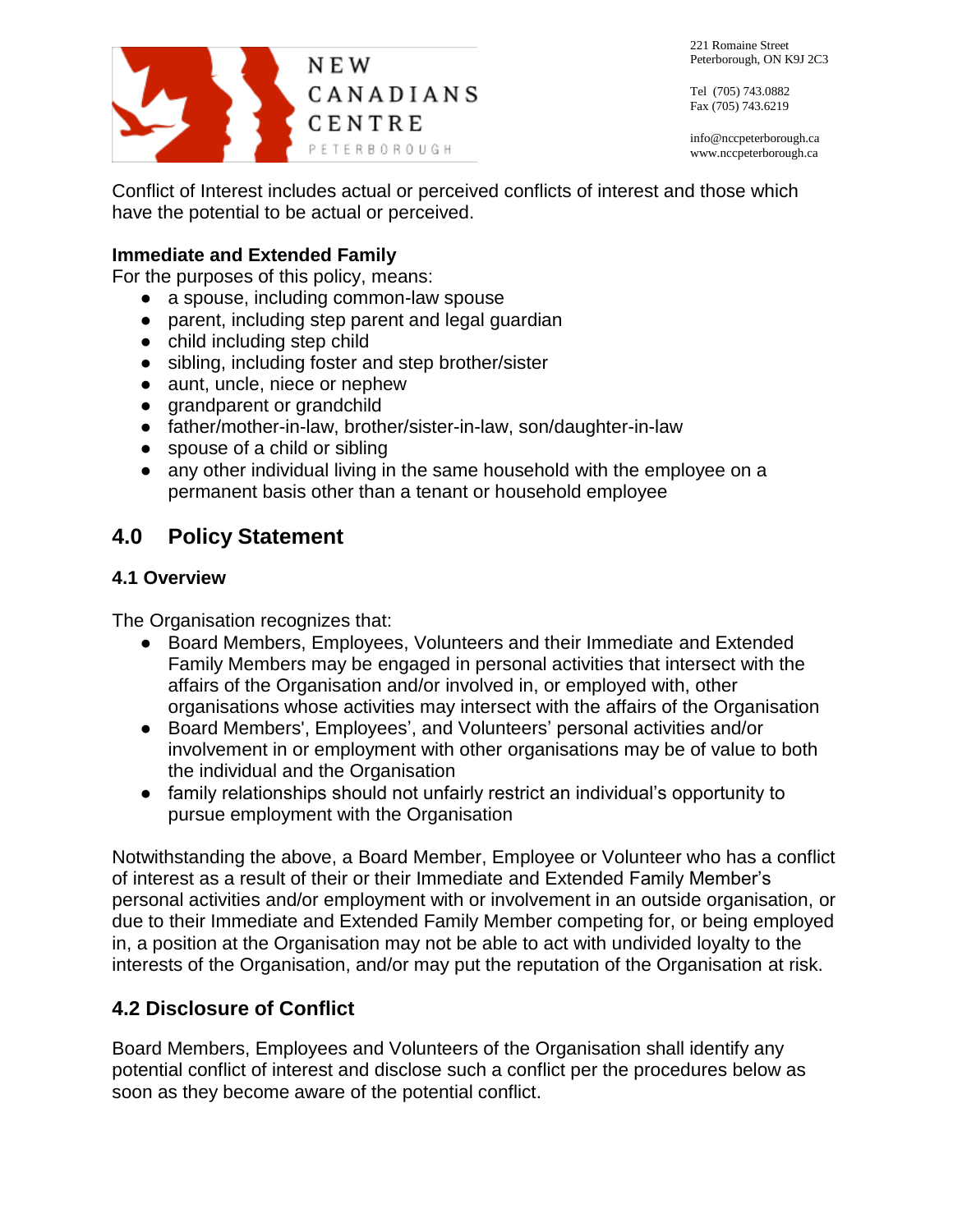Conflict of Interest includes actual or perceived conflicts of interest and those which have the potential to be actual or perceived.

**Immediate and Extended Family**

For the purposes of this policy, means:

- a spouse, including common-law spouse
- parent, including step parent and legal guardian
- child including step child
- sibling, including foster and step brother/sister
- aunt, uncle, niece or nephew
- grandparent or grandchild
- father/mother-in-law, brother/sister-in-law, son/daughter-in-law
- spouse of a child or sibling
- any other individual living in the same household with the employee on a permanent basis other than a tenant or household employee

## 4.0 Policy Statement

### 4.1 Overview

The Organisation recognizes that:

- Board Members, Employees, Volunteers and their Immediate and Extended Family Members may be engaged in personal activities that intersect with the affairs of the Organisation and/or involved in, or employed with, other organisations whose activities may intersect with the affairs of the Organisation
- Board Members', Employees', and Volunteers' personal activities and/or involvement in or employment with other organisations may be of value to both the individual and the Organisation
- family relationships should not unfairly restrict an individual's opportunity to pursue employment with the Organisation

Notwithstanding the above, a Board Member, Employee or Volunteer who has a conflict of interest as a result of their or their Immediate and Extended Family Member's personal activities and/or employment with or involvement in an outside organisation, or due to their Immediate and Extended Family Member competing for, or being employed in, a position at the Organisation may not be able to act with undivided loyalty to the interests of the Organisation, and/or may put the reputation of the Organisation at risk.

### 4.2 Disclosure of Conflict

Board Members, Employees and Volunteers of the Organisation shall identify any potential conflict of interest and disclose such a conflict per the procedures below as soon as they become aware of the potential conflict.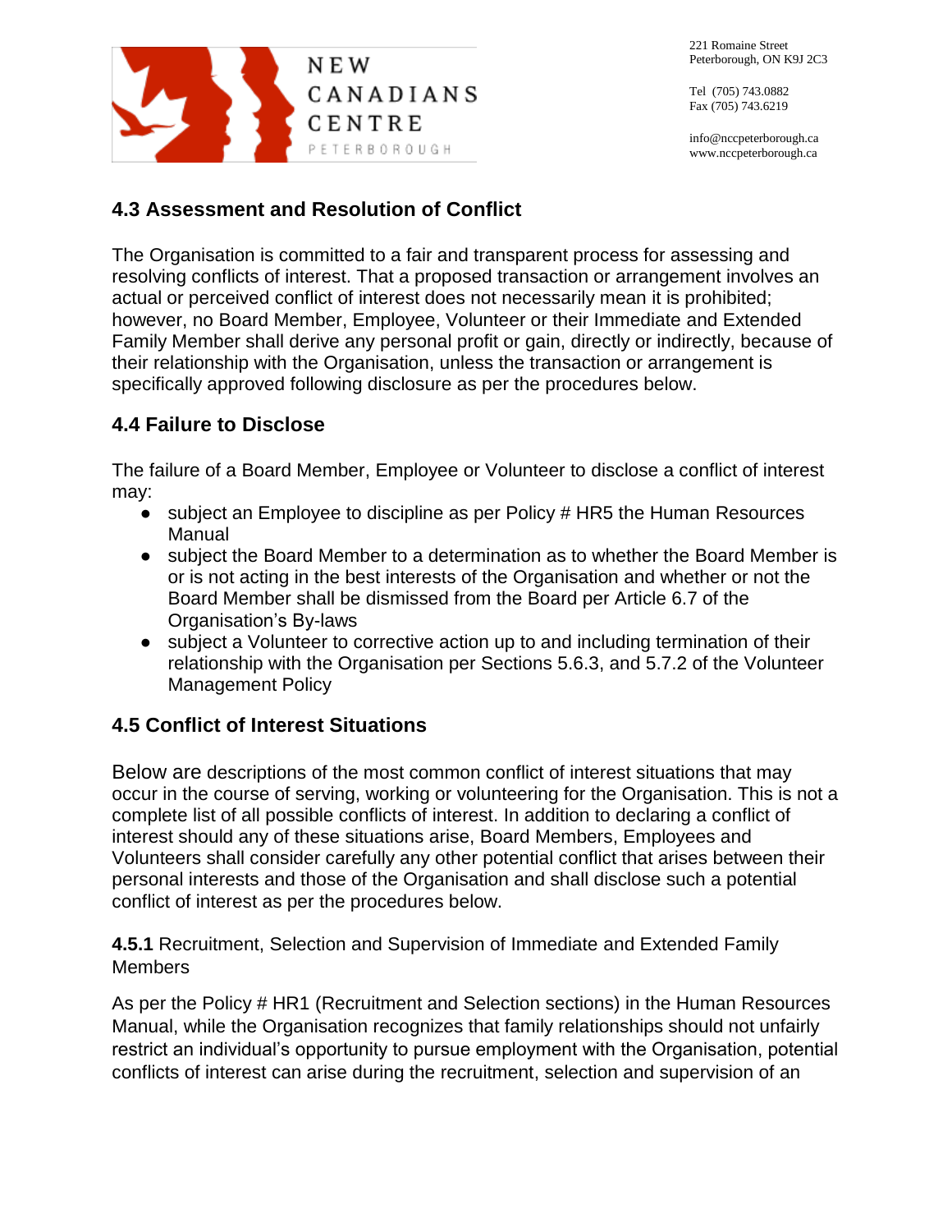## 4.3 Assessment and Resolution of Conflict

The Organisation is committed to a fair and transparent process for assessing and resolving conflicts of interest. That a proposed transaction or arrangement involves an actual or perceived conflict of interest does not necessarily mean it is prohibited; however, no Board Member, Employee, Volunteer or their Immediate and Extended Family Member shall derive any personal profit or gain, directly or indirectly, because of their relationship with the Organisation, unless the transaction or arrangement is specifically approved following disclosure as per the procedures below.

## 4.4 Failure to Disclose

The failure of a Board Member, Employee or Volunteer to disclose a conflict of interest may:

- subject an Employee to discipline as per Policy # HR5 the Human Resources Manual
- subject the Board Member to a determination as to whether the Board Member is or is not acting in the best interests of the Organisation and whether or not the Board Member shall be dismissed from the Board per Article 6.7 of the Organisation's By-laws
- subject a Volunteer to corrective action up to and including termination of their relationship with the Organisation per Sections 5.6.3, and 5.7.2 of the Volunteer Management Policy

## 4.5 Conflict of Interest Situations

Below are descriptions of the most common conflict of interest situations that may occur in the course of serving, working or volunteering for the Organisation. This is not a complete list of all possible conflicts of interest. In addition to declaring a conflict of interest should any of these situations arise, Board Members, Employees and Volunteers shall consider carefully any other potential conflict that arises between their personal interests and those of the Organisation and shall disclose such a potential conflict of interest as per the procedures below.

**4.5.1** Recruitment, Selection and Supervision of Immediate and Extended Family Members

As per the Policy # HR1 (Recruitment and Selection sections) in the Human Resources Manual, while the Organisation recognizes that family relationships should not unfairly restrict an individual's opportunity to pursue employment with the Organisation, potential conflicts of interest can arise during the recruitment, selection and supervision of an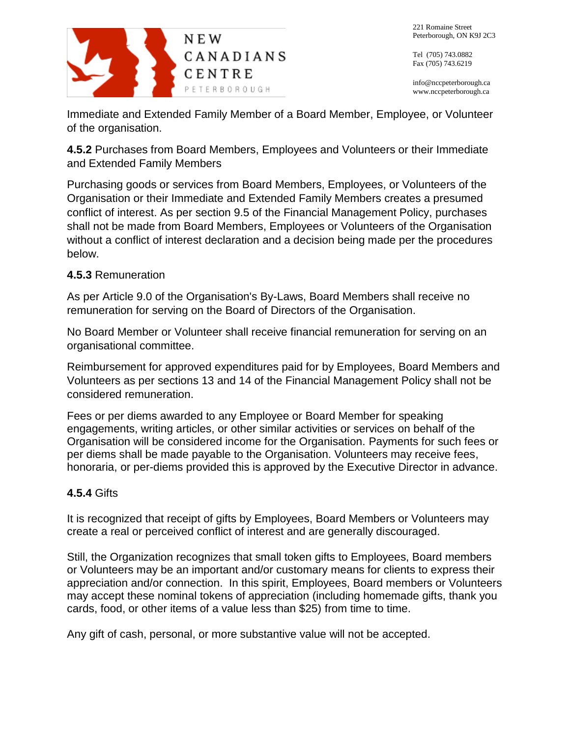Immediate and Extended Family Member of a Board Member, Employee, or Volunteer of the organisation.

**4.5.2** Purchases from Board Members, Employees and Volunteers or their Immediate and Extended Family Members

Purchasing goods or services from Board Members, Employees, or Volunteers of the Organisation or their Immediate and Extended Family Members creates a presumed conflict of interest. As per section 9.5 of the Financial Management Policy, purchases shall not be made from Board Members, Employees or Volunteers of the Organisation without a conflict of interest declaration and a decision being made per the procedures below.

**4.5.3** Remuneration

As per Article 9.0 of the Organisation's By-Laws, Board Members shall receive no remuneration for serving on the Board of Directors of the Organisation.

No Board Member or Volunteer shall receive financial remuneration for serving on an organisational committee.

Reimbursement for approved expenditures paid for by Employees, Board Members and Volunteers as per sections 13 and 14 of the Financial Management Policy shall not be considered remuneration.

Fees or per diems awarded to any Employee or Board Member for speaking engagements, writing articles, or other similar activities or services on behalf of the Organisation will be considered income for the Organisation. Payments for such fees or per diems shall be made payable to the Organisation. Volunteers may receive fees, honoraria, or per-diems provided this is approved by the Executive Director in advance.

**4.5.4** Gifts

It is recognized that receipt of gifts by Employees, Board Members or Volunteers may create a real or perceived conflict of interest and are generally discouraged.

Still, the Organization recognizes that small token gifts to Employees, Board members or Volunteers may be an important and/or customary means for clients to express their appreciation and/or connection. In this spirit, Employees, Board members or Volunteers may accept these nominal tokens of appreciation (including homemade gifts, thank you cards, food, or other items of a value less than $25) from time to time.

Any gift of cash, personal, or more substantive value will not be accepted.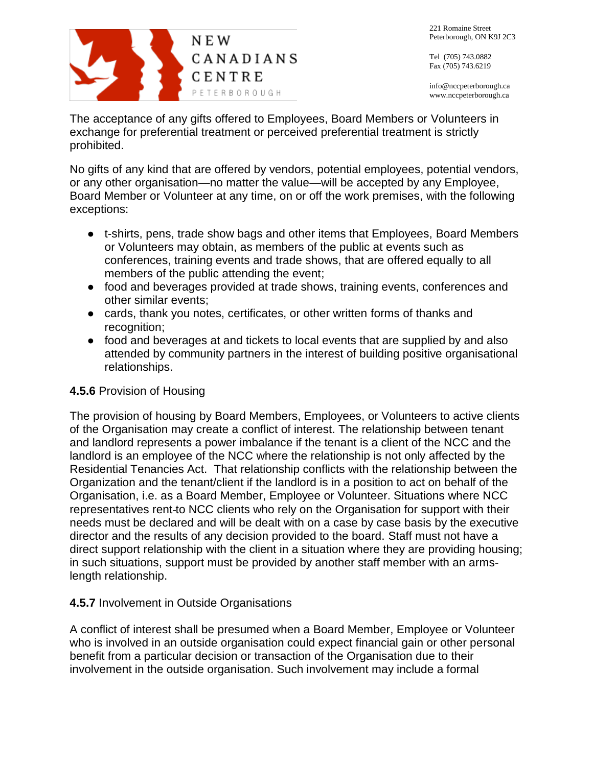The acceptance of any gifts offered to Employees, Board Members or Volunteers in exchange for preferential treatment or perceived preferential treatment is strictly prohibited.

No gifts of any kind that are offered by vendors, potential employees, potential vendors, or any other organisation—no matter the value—will be accepted by any Employee, Board Member or Volunteer at any time, on or off the work premises, with the following exceptions:

- t-shirts, pens, trade show bags and other items that Employees, Board Members or Volunteers may obtain, as members of the public at events such as conferences, training events and trade shows, that are offered equally to all members of the public attending the event;
- food and beverages provided at trade shows, training events, conferences and other similar events;
- cards, thank you notes, certificates, or other written forms of thanks and recognition;
- food and beverages at and tickets to local events that are supplied by and also attended by community partners in the interest of building positive organisational relationships.

**4.5.6** Provision of Housing

The provision of housing by Board Members, Employees, or Volunteers to active clients of the Organisation may create a conflict of interest. The relationship between tenant and landlord represents a power imbalance if the tenant is a client of the NCC and the landlord is an employee of the NCC where the relationship is not only affected by the Residential Tenancies Act. That relationship conflicts with the relationship between the Organization and the tenant/client if the landlord is in a position to act on behalf of the Organisation, i.e. as a Board Member, Employee or Volunteer. Situations where NCC representatives rent-to NCC clients who rely on the Organisation for support with their needs must be declared and will be dealt with on a case by case basis by the executive director and the results of any decision provided to the board. Staff must not have a direct support relationship with the client in a situation where they are providing housing; in such situations, support must be provided by another staff member with an arms-length relationship.

**4.5.7** Involvement in Outside Organisations

A conflict of interest shall be presumed when a Board Member, Employee or Volunteer who is involved in an outside organisation could expect financial gain or other personal benefit from a particular decision or transaction of the Organisation due to their involvement in the outside organisation. Such involvement may include a formal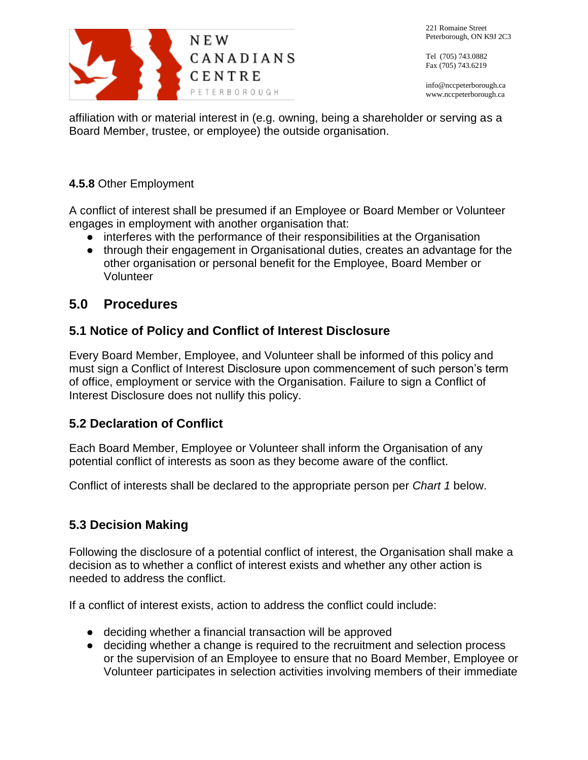affiliation with or material interest in (e.g. owning, being a shareholder or serving as a Board Member, trustee, or employee) the outside organisation.

**4.5.8** Other Employment

A conflict of interest shall be presumed if an Employee or Board Member or Volunteer engages in employment with another organisation that:

- interferes with the performance of their responsibilities at the Organisation
- through their engagement in Organisational duties, creates an advantage for the other organisation or personal benefit for the Employee, Board Member or Volunteer

## 5.0 Procedures

### 5.1 Notice of Policy and Conflict of Interest Disclosure

Every Board Member, Employee, and Volunteer shall be informed of this policy and must sign a Conflict of Interest Disclosure upon commencement of such person's term of office, employment or service with the Organisation. Failure to sign a Conflict of Interest Disclosure does not nullify this policy.

### 5.2 Declaration of Conflict

Each Board Member, Employee or Volunteer shall inform the Organisation of any potential conflict of interests as soon as they become aware of the conflict.

Conflict of interests shall be declared to the appropriate person per *Chart 1* below.

### 5.3 Decision Making

Following the disclosure of a potential conflict of interest, the Organisation shall make a decision as to whether a conflict of interest exists and whether any other action is needed to address the conflict.

If a conflict of interest exists, action to address the conflict could include:

- deciding whether a financial transaction will be approved
- deciding whether a change is required to the recruitment and selection process or the supervision of an Employee to ensure that no Board Member, Employee or Volunteer participates in selection activities involving members of their immediate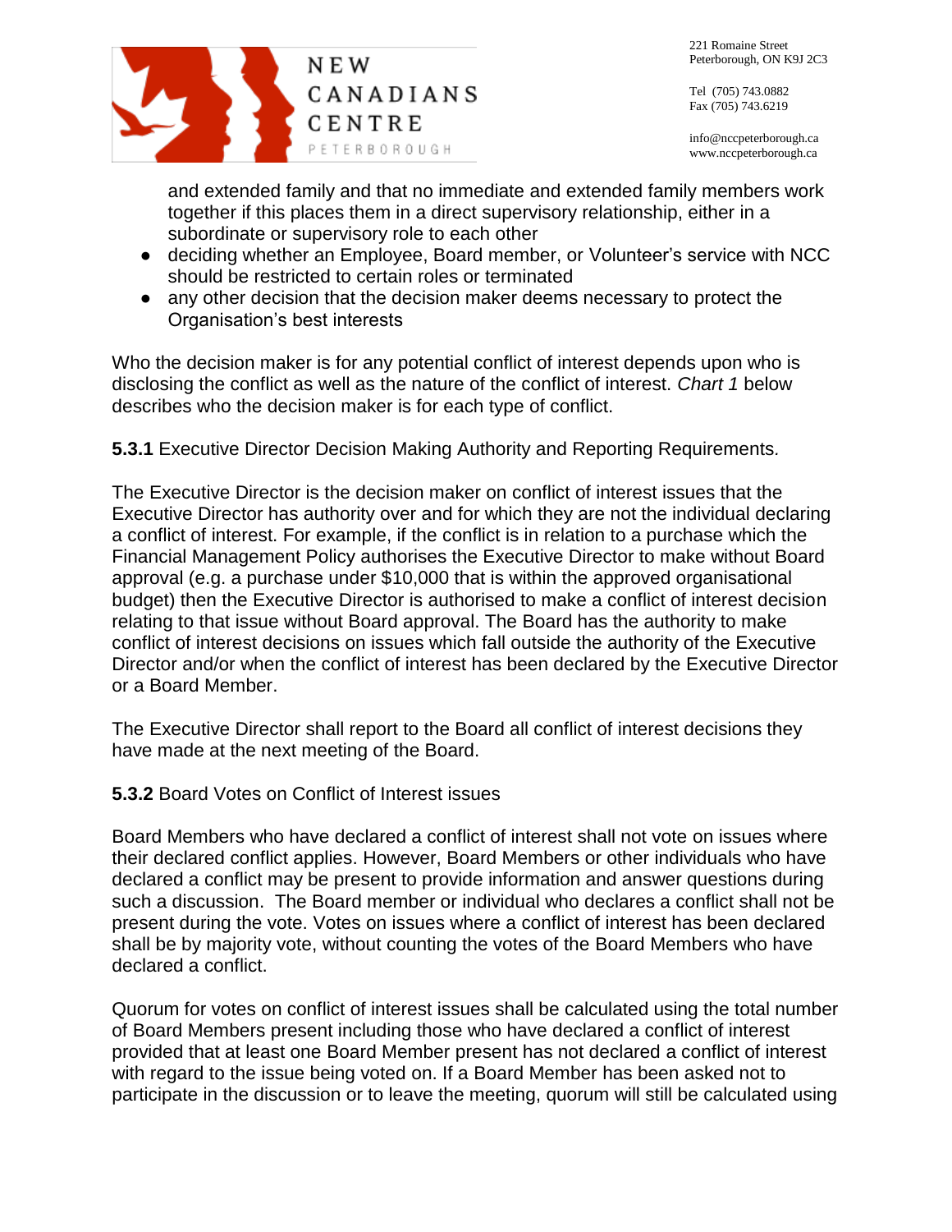and extended family and that no immediate and extended family members work together if this places them in a direct supervisory relationship, either in a subordinate or supervisory role to each other

- deciding whether an Employee, Board member, or Volunteer's service with NCC should be restricted to certain roles or terminated
- any other decision that the decision maker deems necessary to protect the Organisation's best interests

Who the decision maker is for any potential conflict of interest depends upon who is disclosing the conflict as well as the nature of the conflict of interest. *Chart 1* below describes who the decision maker is for each type of conflict.

**5.3.1** Executive Director Decision Making Authority and Reporting Requirements.

The Executive Director is the decision maker on conflict of interest issues that the Executive Director has authority over and for which they are not the individual declaring a conflict of interest. For example, if the conflict is in relation to a purchase which the Financial Management Policy authorises the Executive Director to make without Board approval (e.g. a purchase under $10,000 that is within the approved organisational budget) then the Executive Director is authorised to make a conflict of interest decision relating to that issue without Board approval. The Board has the authority to make conflict of interest decisions on issues which fall outside the authority of the Executive Director and/or when the conflict of interest has been declared by the Executive Director or a Board Member.

The Executive Director shall report to the Board all conflict of interest decisions they have made at the next meeting of the Board.

**5.3.2** Board Votes on Conflict of Interest issues

Board Members who have declared a conflict of interest shall not vote on issues where their declared conflict applies. However, Board Members or other individuals who have declared a conflict may be present to provide information and answer questions during such a discussion. The Board member or individual who declares a conflict shall not be present during the vote. Votes on issues where a conflict of interest has been declared shall be by majority vote, without counting the votes of the Board Members who have declared a conflict.

Quorum for votes on conflict of interest issues shall be calculated using the total number of Board Members present including those who have declared a conflict of interest provided that at least one Board Member present has not declared a conflict of interest with regard to the issue being voted on. If a Board Member has been asked not to participate in the discussion or to leave the meeting, quorum will still be calculated using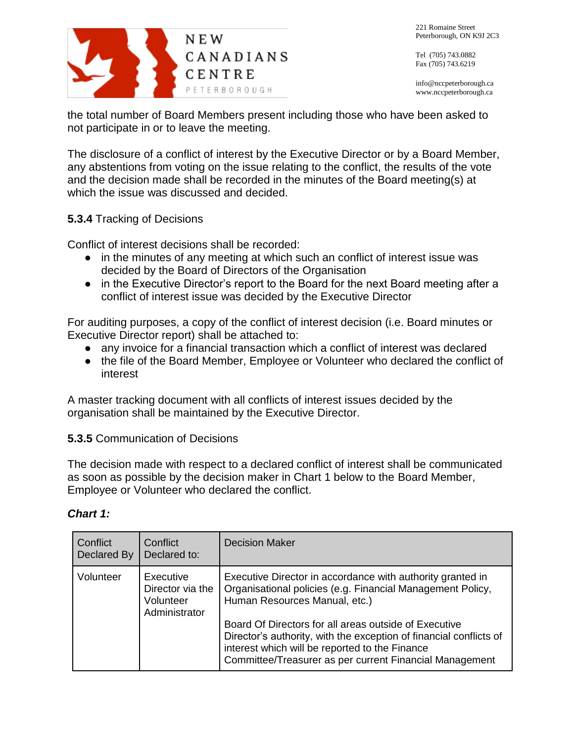the total number of Board Members present including those who have been asked to not participate in or to leave the meeting.

The disclosure of a conflict of interest by the Executive Director or by a Board Member, any abstentions from voting on the issue relating to the conflict, the results of the vote and the decision made shall be recorded in the minutes of the Board meeting(s) at which the issue was discussed and decided.

**5.3.4** Tracking of Decisions

Conflict of interest decisions shall be recorded:

- in the minutes of any meeting at which such an conflict of interest issue was decided by the Board of Directors of the Organisation
- in the Executive Director's report to the Board for the next Board meeting after a conflict of interest issue was decided by the Executive Director

For auditing purposes, a copy of the conflict of interest decision (i.e. Board minutes or Executive Director report) shall be attached to:

- any invoice for a financial transaction which a conflict of interest was declared
- the file of the Board Member, Employee or Volunteer who declared the conflict of interest

A master tracking document with all conflicts of interest issues decided by the organisation shall be maintained by the Executive Director.

**5.3.5** Communication of Decisions

The decision made with respect to a declared conflict of interest shall be communicated as soon as possible by the decision maker in Chart 1 below to the Board Member, Employee or Volunteer who declared the conflict.

***Chart 1:***

| Conflict Declared By | Conflict Declared to: | Decision Maker |
|---|---|---|
| Volunteer | Executive Director via the Volunteer Administrator | Executive Director in accordance with authority granted in Organisational policies (e.g. Financial Management Policy, Human Resources Manual, etc.)<br><br>Board Of Directors for all areas outside of Executive Director's authority, with the exception of financial conflicts of interest which will be reported to the Finance Committee/Treasurer as per current Financial Management |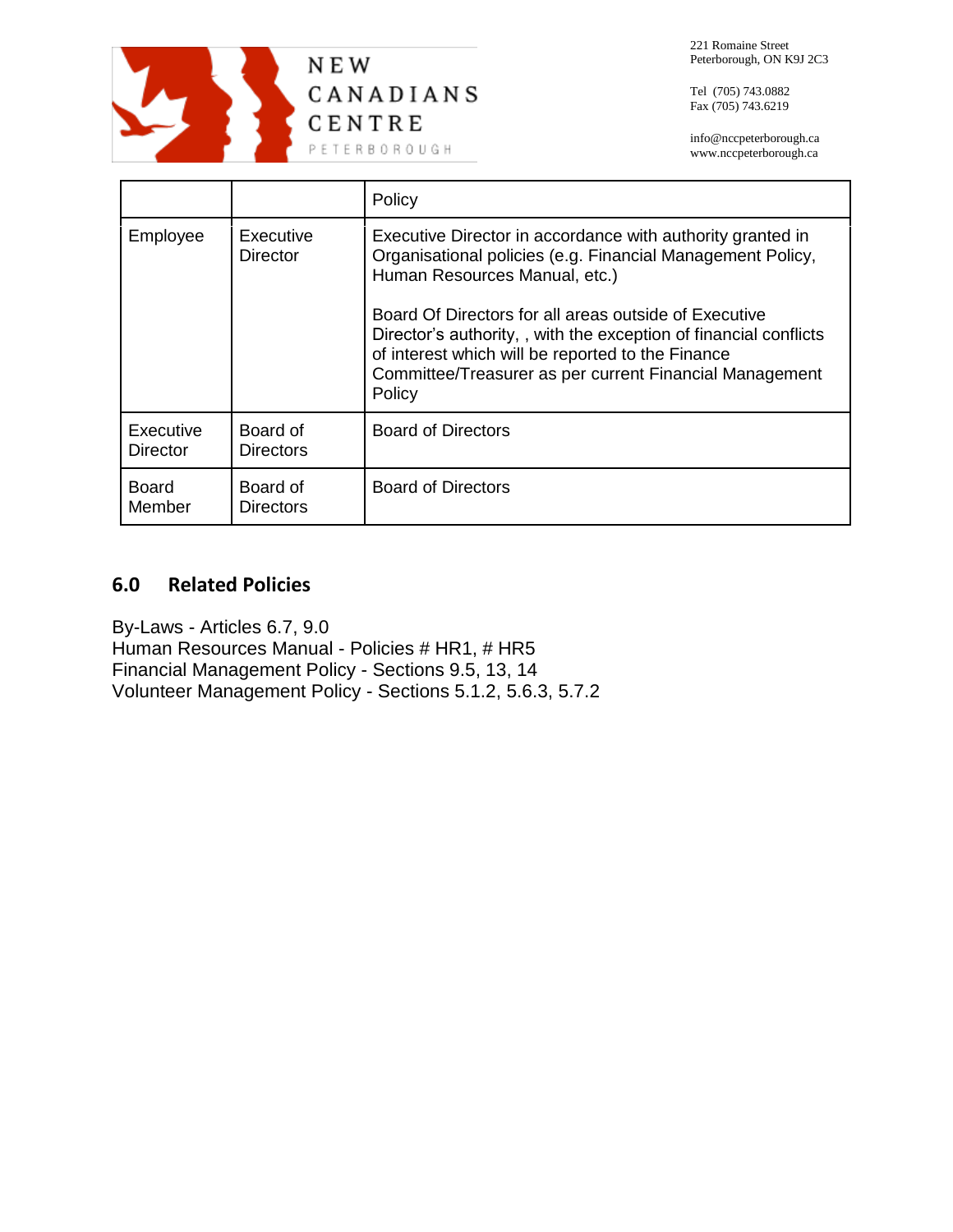| | | Policy |
|---|---|---|
| Employee | Executive Director | Executive Director in accordance with authority granted in Organisational policies (e.g. Financial Management Policy, Human Resources Manual, etc.)<br><br>Board Of Directors for all areas outside of Executive Director's authority, , with the exception of financial conflicts of interest which will be reported to the Finance Committee/Treasurer as per current Financial Management Policy |
| Executive Director | Board of Directors | Board of Directors |
| Board Member | Board of Directors | Board of Directors |

## 6.0 Related Policies

By-Laws - Articles 6.7, 9.0
Human Resources Manual - Policies # HR1, # HR5
Financial Management Policy - Sections 9.5, 13, 14
Volunteer Management Policy - Sections 5.1.2, 5.6.3, 5.7.2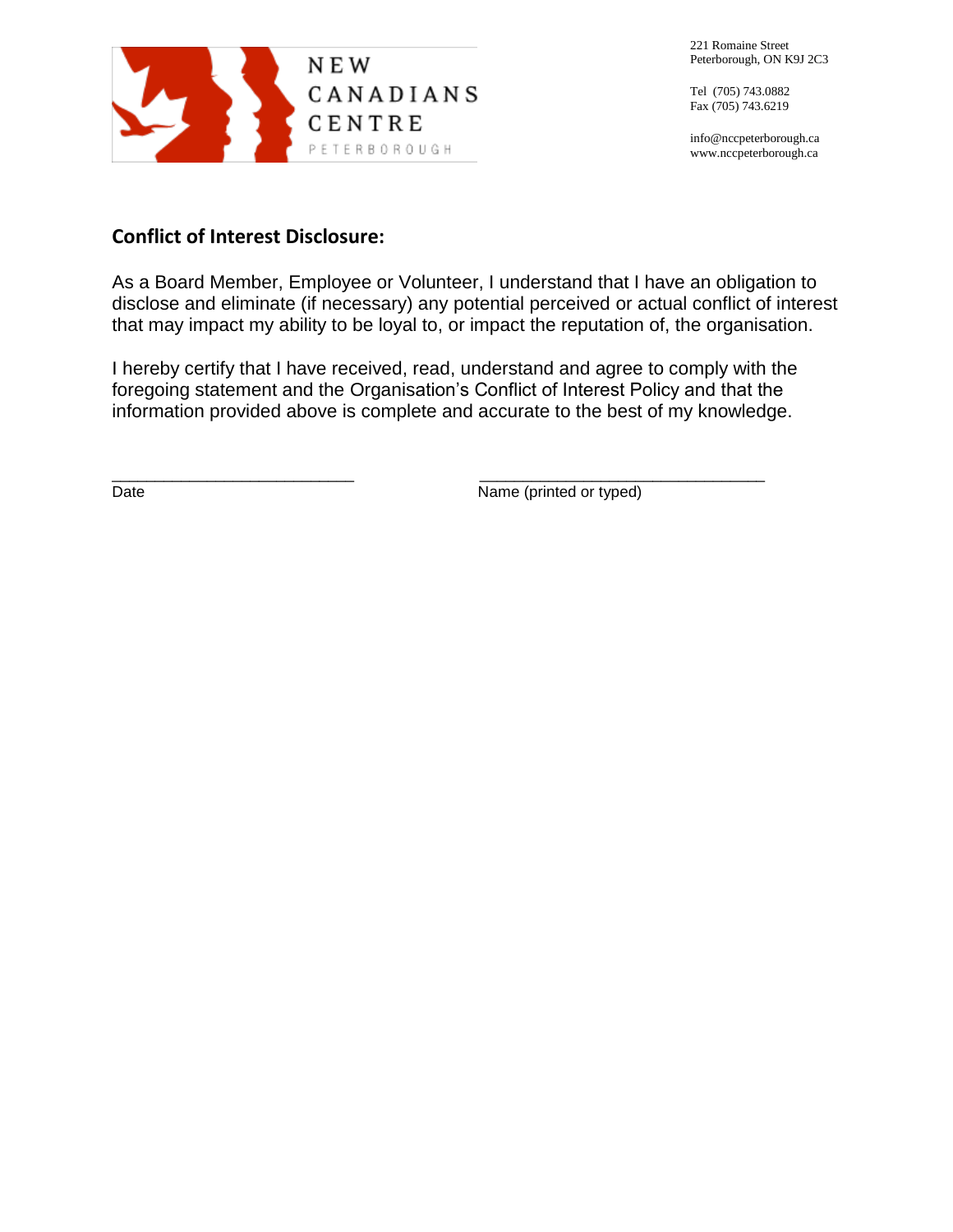NEW CANADIANS CENTRE
PETERBOROUGH

221 Romaine Street
Peterborough, ON K9J 2C3

Tel (705) 743.0882
Fax (705) 743.6219

info@nccpeterborough.ca
www.nccpeterborough.ca

## Conflict of Interest Disclosure:

As a Board Member, Employee or Volunteer, I understand that I have an obligation to disclose and eliminate (if necessary) any potential perceived or actual conflict of interest that may impact my ability to be loyal to, or impact the reputation of, the organisation.

I hereby certify that I have received, read, understand and agree to comply with the foregoing statement and the Organisation's Conflict of Interest Policy and that the information provided above is complete and accurate to the best of my knowledge.

___________________________ ________________________________
Date Name (printed or typed)